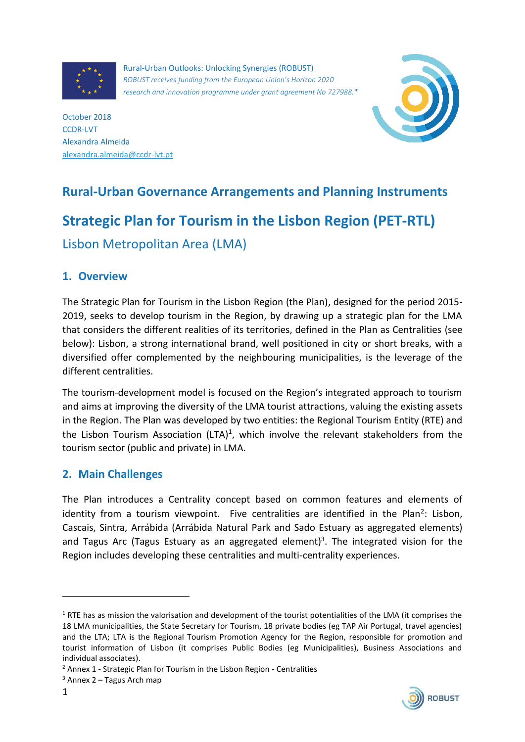Rural-Urban Outlooks: Unlocking Synergies (ROBUST)

*ROBUST receives funding from the European Union's Horizon 2020 research and innovation programme under grant agreement No 727988.**

October 2018
CCDR-LVT
Alexandra Almeida
alexandra.almeida@ccdr-lvt.pt

# Rural-Urban Governance Arrangements and Planning Instruments

# Strategic Plan for Tourism in the Lisbon Region (PET-RTL)

## Lisbon Metropolitan Area (LMA)

## 1. Overview

The Strategic Plan for Tourism in the Lisbon Region (the Plan), designed for the period 2015-2019, seeks to develop tourism in the Region, by drawing up a strategic plan for the LMA that considers the different realities of its territories, defined in the Plan as Centralities (see below): Lisbon, a strong international brand, well positioned in city or short breaks, with a diversified offer complemented by the neighbouring municipalities, is the leverage of the different centralities.

The tourism-development model is focused on the Region's integrated approach to tourism and aims at improving the diversity of the LMA tourist attractions, valuing the existing assets in the Region. The Plan was developed by two entities: the Regional Tourism Entity (RTE) and the Lisbon Tourism Association (LTA)[1], which involve the relevant stakeholders from the tourism sector (public and private) in LMA.

## 2. Main Challenges

The Plan introduces a Centrality concept based on common features and elements of identity from a tourism viewpoint. Five centralities are identified in the Plan[2]: Lisbon, Cascais, Sintra, Arrábida (Arrábida Natural Park and Sado Estuary as aggregated elements) and Tagus Arc (Tagus Estuary as an aggregated element)[3]. The integrated vision for the Region includes developing these centralities and multi-centrality experiences.

---

[1] RTE has as mission the valorisation and development of the tourist potentialities of the LMA (it comprises the 18 LMA municipalities, the State Secretary for Tourism, 18 private bodies (eg TAP Air Portugal, travel agencies) and the LTA; LTA is the Regional Tourism Promotion Agency for the Region, responsible for promotion and tourist information of Lisbon (it comprises Public Bodies (eg Municipalities), Business Associations and individual associates).

[2] Annex 1 - Strategic Plan for Tourism in the Lisbon Region - Centralities

[3] Annex 2 – Tagus Arch map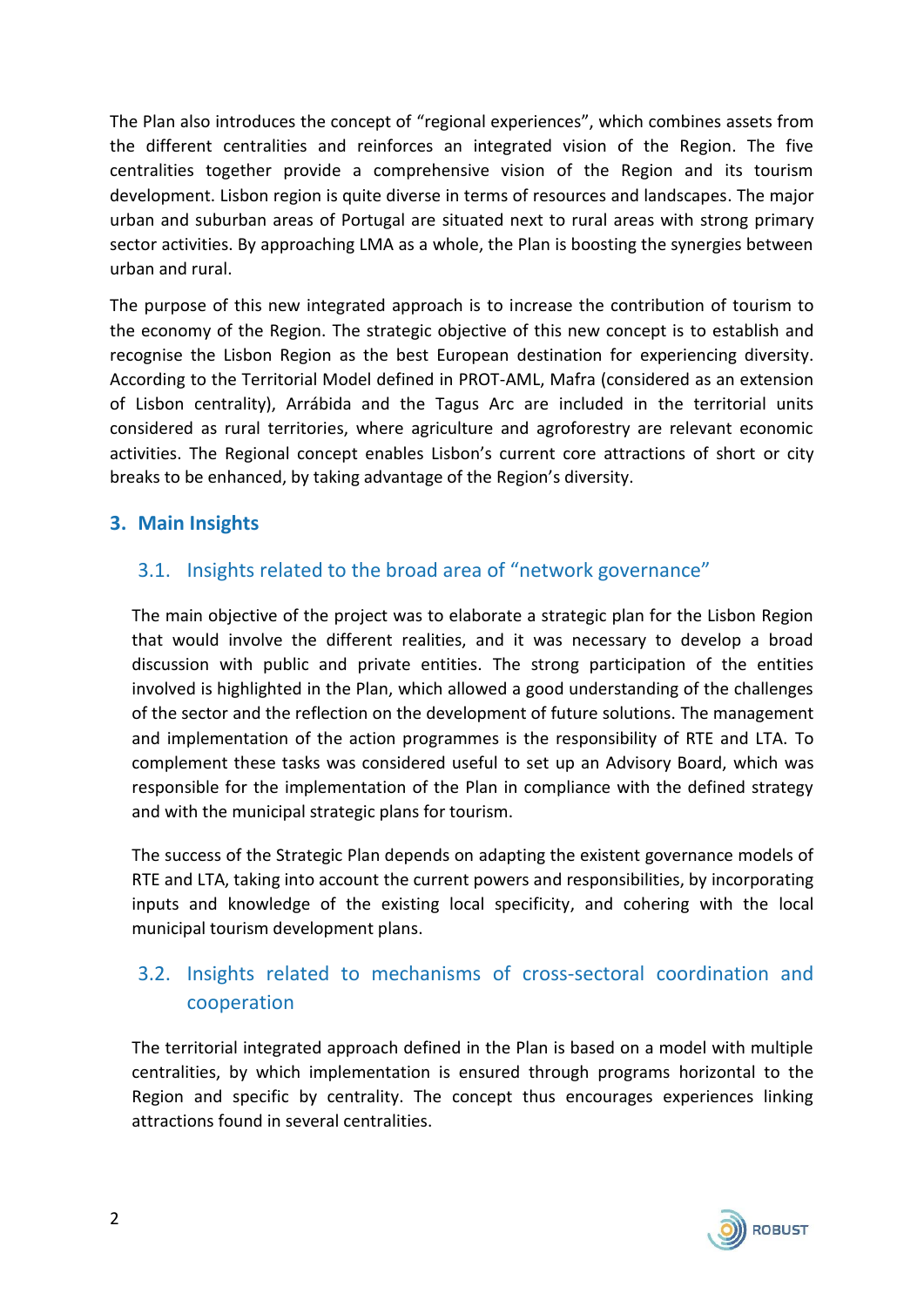The Plan also introduces the concept of “regional experiences”, which combines assets from the different centralities and reinforces an integrated vision of the Region. The five centralities together provide a comprehensive vision of the Region and its tourism development. Lisbon region is quite diverse in terms of resources and landscapes. The major urban and suburban areas of Portugal are situated next to rural areas with strong primary sector activities. By approaching LMA as a whole, the Plan is boosting the synergies between urban and rural.

The purpose of this new integrated approach is to increase the contribution of tourism to the economy of the Region. The strategic objective of this new concept is to establish and recognise the Lisbon Region as the best European destination for experiencing diversity. According to the Territorial Model defined in PROT-AML, Mafra (considered as an extension of Lisbon centrality), Arrábida and the Tagus Arc are included in the territorial units considered as rural territories, where agriculture and agroforestry are relevant economic activities. The Regional concept enables Lisbon’s current core attractions of short or city breaks to be enhanced, by taking advantage of the Region’s diversity.

## 3. Main Insights

### 3.1. Insights related to the broad area of “network governance”

The main objective of the project was to elaborate a strategic plan for the Lisbon Region that would involve the different realities, and it was necessary to develop a broad discussion with public and private entities. The strong participation of the entities involved is highlighted in the Plan, which allowed a good understanding of the challenges of the sector and the reflection on the development of future solutions. The management and implementation of the action programmes is the responsibility of RTE and LTA. To complement these tasks was considered useful to set up an Advisory Board, which was responsible for the implementation of the Plan in compliance with the defined strategy and with the municipal strategic plans for tourism.

The success of the Strategic Plan depends on adapting the existent governance models of RTE and LTA, taking into account the current powers and responsibilities, by incorporating inputs and knowledge of the existing local specificity, and cohering with the local municipal tourism development plans.

### 3.2. Insights related to mechanisms of cross-sectoral coordination and cooperation

The territorial integrated approach defined in the Plan is based on a model with multiple centralities, by which implementation is ensured through programs horizontal to the Region and specific by centrality. The concept thus encourages experiences linking attractions found in several centralities.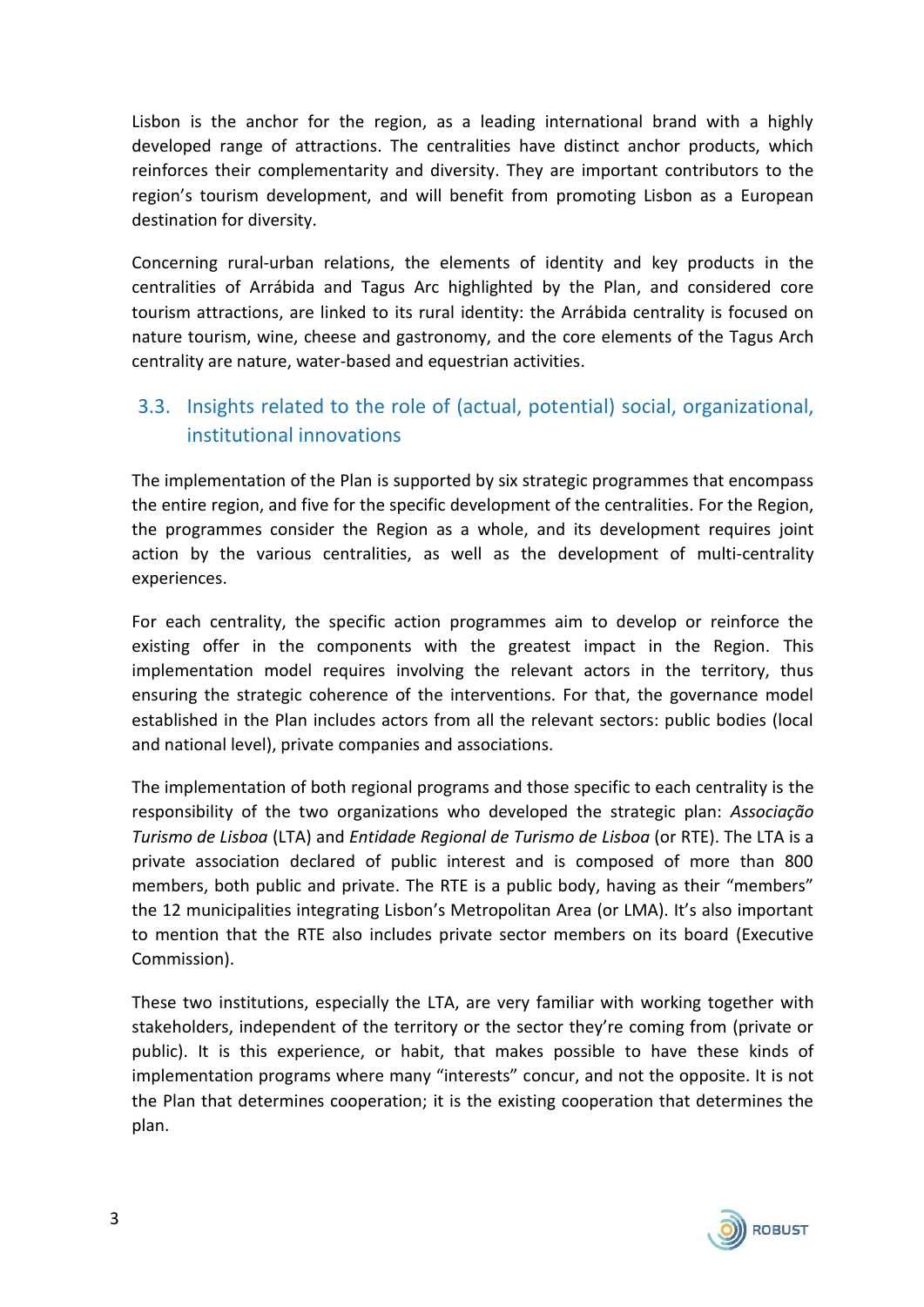Lisbon is the anchor for the region, as a leading international brand with a highly developed range of attractions. The centralities have distinct anchor products, which reinforces their complementarity and diversity. They are important contributors to the region's tourism development, and will benefit from promoting Lisbon as a European destination for diversity.

Concerning rural-urban relations, the elements of identity and key products in the centralities of Arrábida and Tagus Arc highlighted by the Plan, and considered core tourism attractions, are linked to its rural identity: the Arrábida centrality is focused on nature tourism, wine, cheese and gastronomy, and the core elements of the Tagus Arch centrality are nature, water-based and equestrian activities.

## 3.3. Insights related to the role of (actual, potential) social, organizational, institutional innovations

The implementation of the Plan is supported by six strategic programmes that encompass the entire region, and five for the specific development of the centralities. For the Region, the programmes consider the Region as a whole, and its development requires joint action by the various centralities, as well as the development of multi-centrality experiences.

For each centrality, the specific action programmes aim to develop or reinforce the existing offer in the components with the greatest impact in the Region. This implementation model requires involving the relevant actors in the territory, thus ensuring the strategic coherence of the interventions. For that, the governance model established in the Plan includes actors from all the relevant sectors: public bodies (local and national level), private companies and associations.

The implementation of both regional programs and those specific to each centrality is the responsibility of the two organizations who developed the strategic plan: *Associação Turismo de Lisboa* (LTA) and *Entidade Regional de Turismo de Lisboa* (or RTE). The LTA is a private association declared of public interest and is composed of more than 800 members, both public and private. The RTE is a public body, having as their "members" the 12 municipalities integrating Lisbon's Metropolitan Area (or LMA). It's also important to mention that the RTE also includes private sector members on its board (Executive Commission).

These two institutions, especially the LTA, are very familiar with working together with stakeholders, independent of the territory or the sector they're coming from (private or public). It is this experience, or habit, that makes possible to have these kinds of implementation programs where many "interests" concur, and not the opposite. It is not the Plan that determines cooperation; it is the existing cooperation that determines the plan.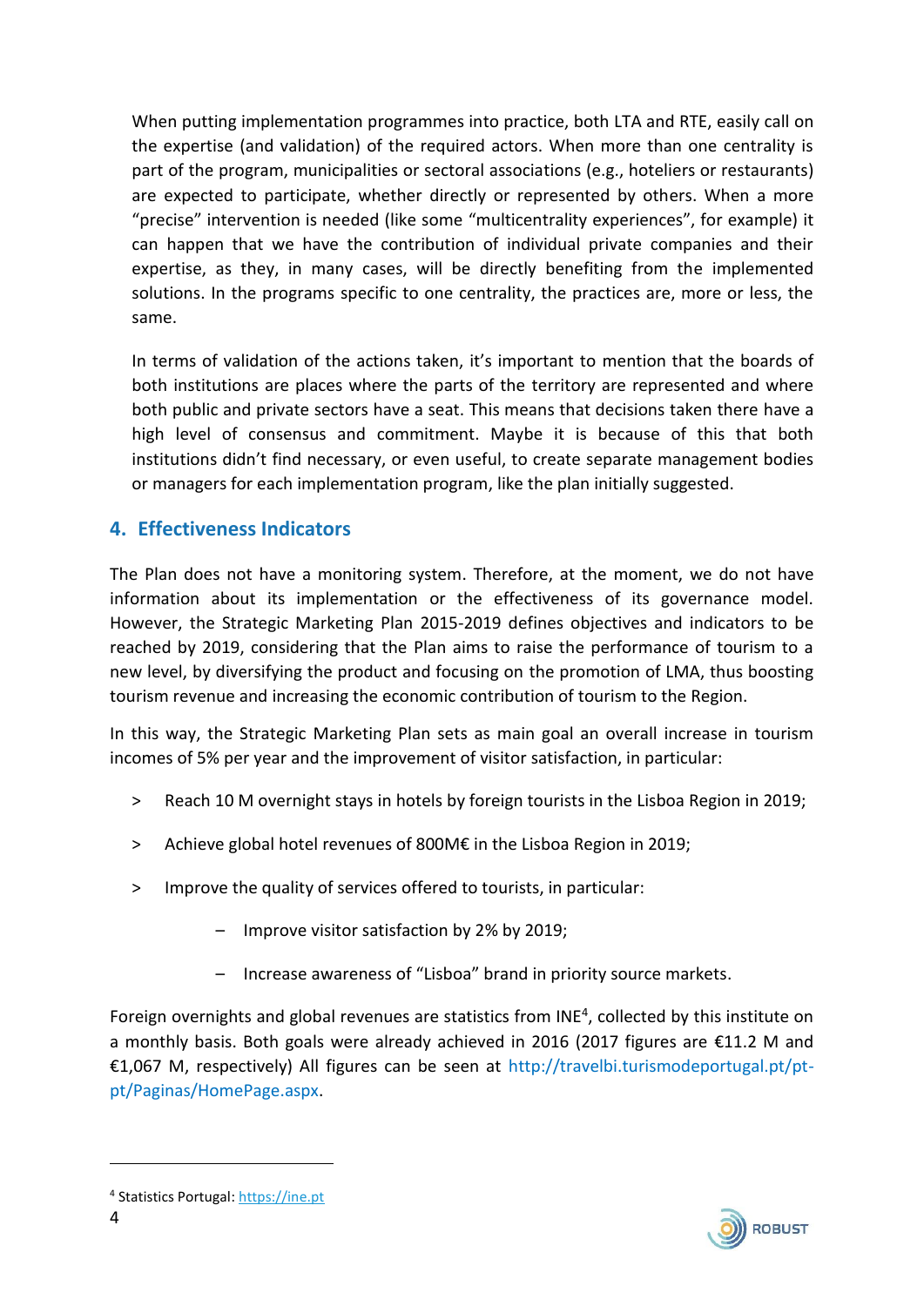When putting implementation programmes into practice, both LTA and RTE, easily call on the expertise (and validation) of the required actors. When more than one centrality is part of the program, municipalities or sectoral associations (e.g., hoteliers or restaurants) are expected to participate, whether directly or represented by others. When a more "precise" intervention is needed (like some "multicentrality experiences", for example) it can happen that we have the contribution of individual private companies and their expertise, as they, in many cases, will be directly benefiting from the implemented solutions. In the programs specific to one centrality, the practices are, more or less, the same.

In terms of validation of the actions taken, it's important to mention that the boards of both institutions are places where the parts of the territory are represented and where both public and private sectors have a seat. This means that decisions taken there have a high level of consensus and commitment. Maybe it is because of this that both institutions didn't find necessary, or even useful, to create separate management bodies or managers for each implementation program, like the plan initially suggested.

## 4. Effectiveness Indicators

The Plan does not have a monitoring system. Therefore, at the moment, we do not have information about its implementation or the effectiveness of its governance model. However, the Strategic Marketing Plan 2015-2019 defines objectives and indicators to be reached by 2019, considering that the Plan aims to raise the performance of tourism to a new level, by diversifying the product and focusing on the promotion of LMA, thus boosting tourism revenue and increasing the economic contribution of tourism to the Region.

In this way, the Strategic Marketing Plan sets as main goal an overall increase in tourism incomes of 5% per year and the improvement of visitor satisfaction, in particular:

> Reach 10 M overnight stays in hotels by foreign tourists in the Lisboa Region in 2019;

> Achieve global hotel revenues of 800M€ in the Lisboa Region in 2019;

> Improve the quality of services offered to tourists, in particular:

- Improve visitor satisfaction by 2% by 2019;
- Increase awareness of "Lisboa" brand in priority source markets.

Foreign overnights and global revenues are statistics from INE[4], collected by this institute on a monthly basis. Both goals were already achieved in 2016 (2017 figures are €11.2 M and €1,067 M, respectively) All figures can be seen at http://travelbi.turismodeportugal.pt/pt-pt/Paginas/HomePage.aspx.

[4] Statistics Portugal: https://ine.pt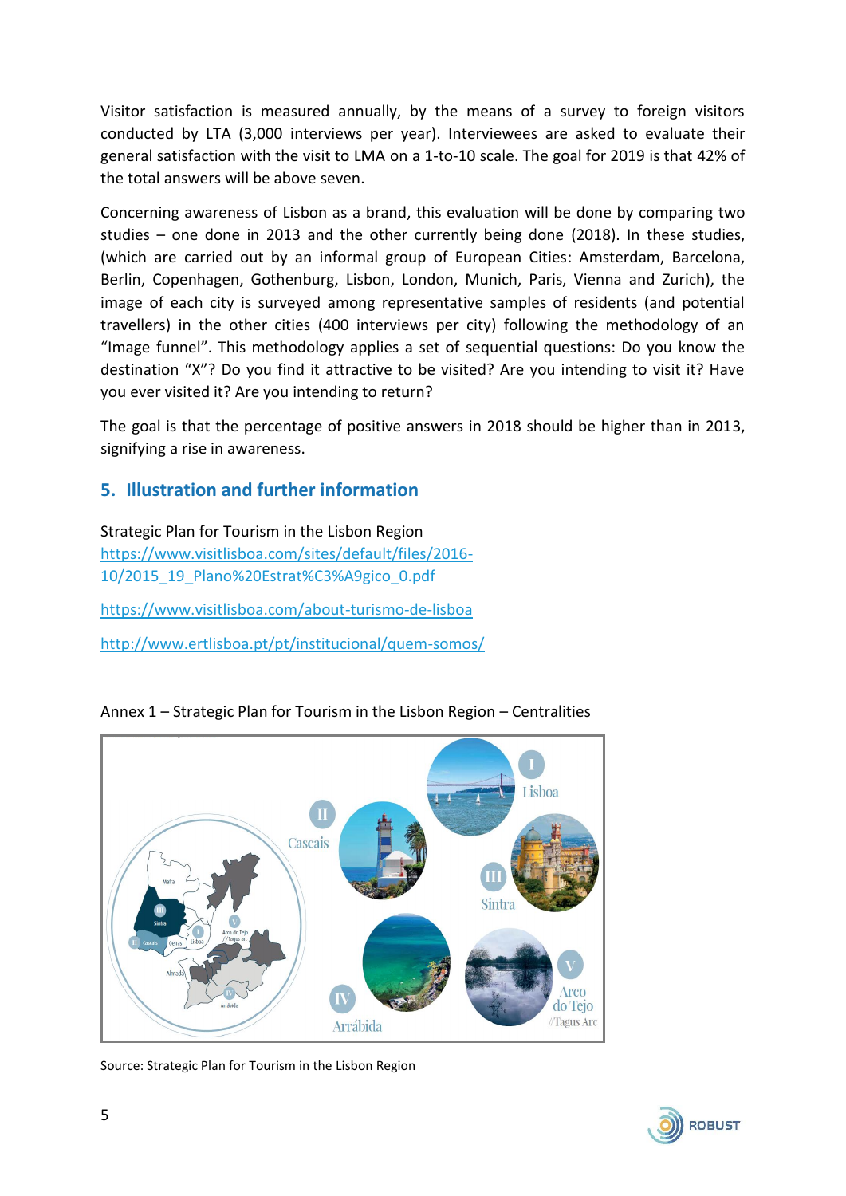Visitor satisfaction is measured annually, by the means of a survey to foreign visitors conducted by LTA (3,000 interviews per year). Interviewees are asked to evaluate their general satisfaction with the visit to LMA on a 1-to-10 scale. The goal for 2019 is that 42% of the total answers will be above seven.

Concerning awareness of Lisbon as a brand, this evaluation will be done by comparing two studies – one done in 2013 and the other currently being done (2018). In these studies, (which are carried out by an informal group of European Cities: Amsterdam, Barcelona, Berlin, Copenhagen, Gothenburg, Lisbon, London, Munich, Paris, Vienna and Zurich), the image of each city is surveyed among representative samples of residents (and potential travellers) in the other cities (400 interviews per city) following the methodology of an "Image funnel". This methodology applies a set of sequential questions: Do you know the destination "X"? Do you find it attractive to be visited? Are you intending to visit it? Have you ever visited it? Are you intending to return?

The goal is that the percentage of positive answers in 2018 should be higher than in 2013, signifying a rise in awareness.

## 5. Illustration and further information

Strategic Plan for Tourism in the Lisbon Region
https://www.visitlisboa.com/sites/default/files/2016-10/2015_19_Plano%20Estrat%C3%A9gico_0.pdf

https://www.visitlisboa.com/about-turismo-de-lisboa

http://www.ertlisboa.pt/pt/institucional/quem-somos/

Annex 1 – Strategic Plan for Tourism in the Lisbon Region – Centralities

Source: Strategic Plan for Tourism in the Lisbon Region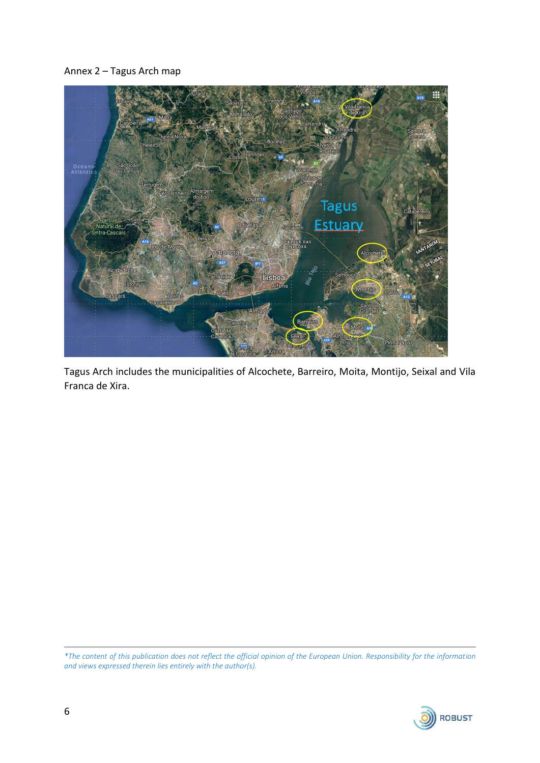Annex 2 – Tagus Arch map

Tagus Arch includes the municipalities of Alcochete, Barreiro, Moita, Montijo, Seixal and Vila Franca de Xira.

*\*The content of this publication does not reflect the official opinion of the European Union. Responsibility for the information and views expressed therein lies entirely with the author(s).*